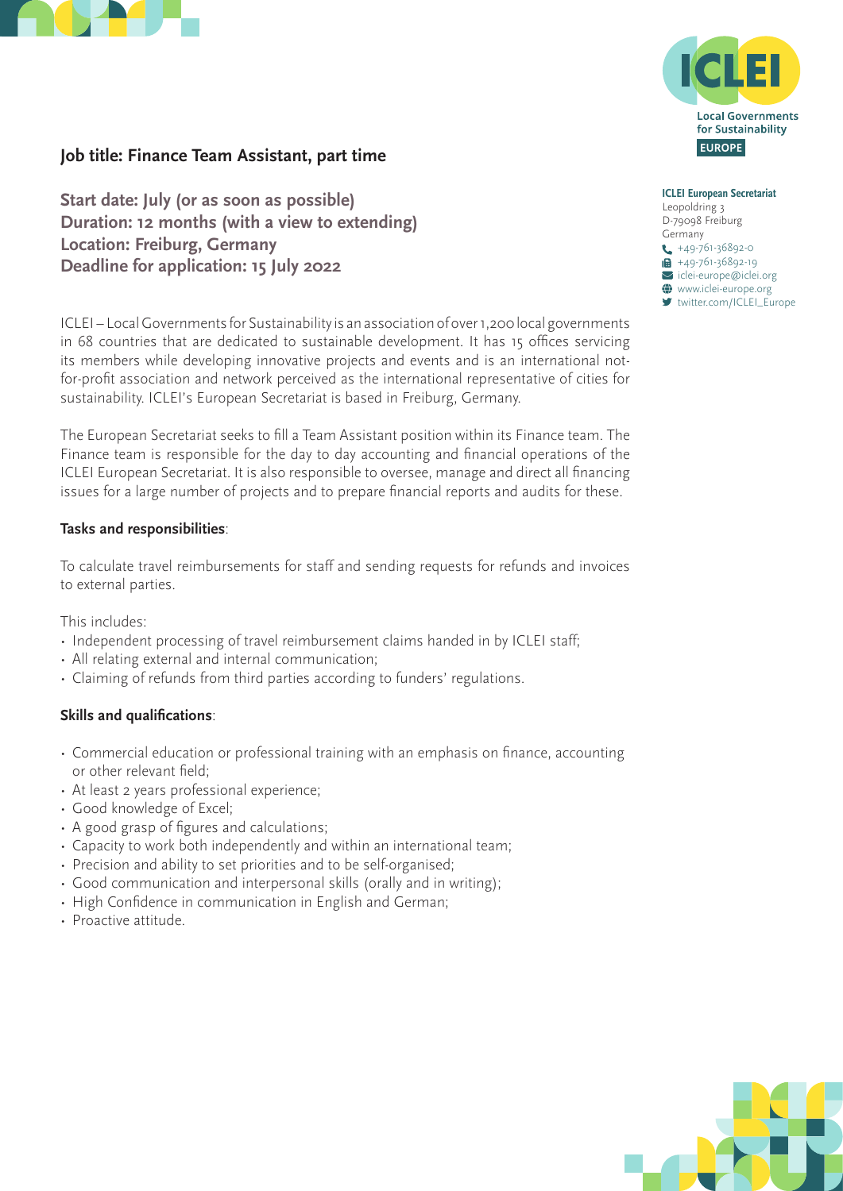**ICLEI European Secretariat**
Leopoldring 3
D-79098 Freiburg
Germany
+49-761-36892-0
+49-761-36892-19
iclei-europe@iclei.org
www.iclei-europe.org
twitter.com/ICLEI_Europe

## Job title: Finance Team Assistant, part time

**Start date: July (or as soon as possible)**
**Duration: 12 months (with a view to extending)**
**Location: Freiburg, Germany**
**Deadline for application: 15 July 2022**

ICLEI – Local Governments for Sustainability is an association of over 1,200 local governments in 68 countries that are dedicated to sustainable development. It has 15 offices servicing its members while developing innovative projects and events and is an international not-for-profit association and network perceived as the international representative of cities for sustainability. ICLEI's European Secretariat is based in Freiburg, Germany.

The European Secretariat seeks to fill a Team Assistant position within its Finance team. The Finance team is responsible for the day to day accounting and financial operations of the ICLEI European Secretariat. It is also responsible to oversee, manage and direct all financing issues for a large number of projects and to prepare financial reports and audits for these.

**Tasks and responsibilities**:

To calculate travel reimbursements for staff and sending requests for refunds and invoices to external parties.

This includes:

- Independent processing of travel reimbursement claims handed in by ICLEI staff;
- All relating external and internal communication;
- Claiming of refunds from third parties according to funders' regulations.

**Skills and qualifications**:

- Commercial education or professional training with an emphasis on finance, accounting or other relevant field;
- At least 2 years professional experience;
- Good knowledge of Excel;
- A good grasp of figures and calculations;
- Capacity to work both independently and within an international team;
- Precision and ability to set priorities and to be self-organised;
- Good communication and interpersonal skills (orally and in writing);
- High Confidence in communication in English and German;
- Proactive attitude.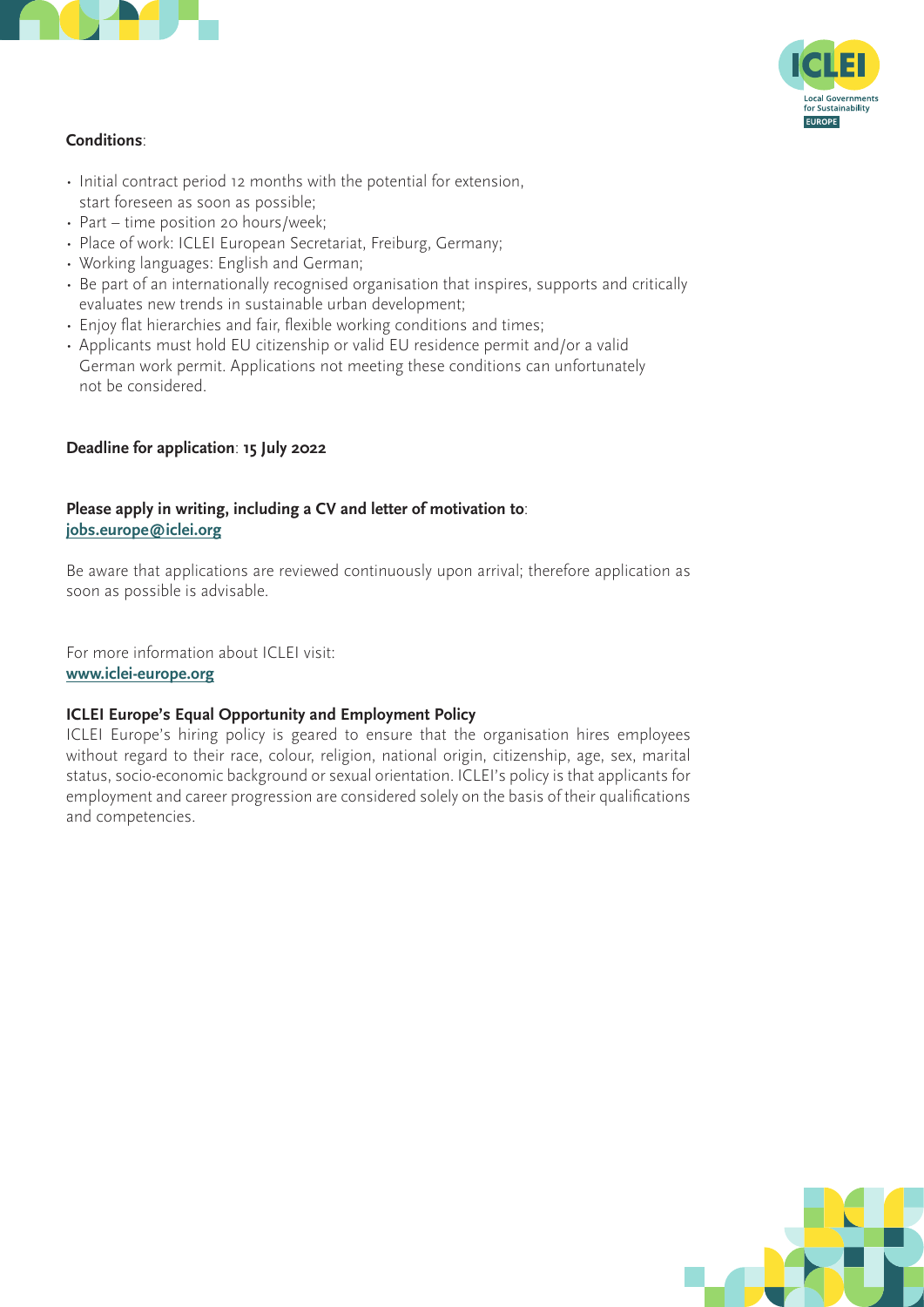**Conditions**:

- Initial contract period 12 months with the potential for extension, start foreseen as soon as possible;
- Part – time position 20 hours/week;
- Place of work: ICLEI European Secretariat, Freiburg, Germany;
- Working languages: English and German;
- Be part of an internationally recognised organisation that inspires, supports and critically evaluates new trends in sustainable urban development;
- Enjoy flat hierarchies and fair, flexible working conditions and times;
- Applicants must hold EU citizenship or valid EU residence permit and/or a valid German work permit. Applications not meeting these conditions can unfortunately not be considered.

**Deadline for application**: **15 July 2022**

**Please apply in writing, including a CV and letter of motivation to**:
**jobs.europe@iclei.org**

Be aware that applications are reviewed continuously upon arrival; therefore application as soon as possible is advisable.

For more information about ICLEI visit:
**www.iclei-europe.org**

**ICLEI Europe's Equal Opportunity and Employment Policy**

ICLEI Europe's hiring policy is geared to ensure that the organisation hires employees without regard to their race, colour, religion, national origin, citizenship, age, sex, marital status, socio-economic background or sexual orientation. ICLEI's policy is that applicants for employment and career progression are considered solely on the basis of their qualifications and competencies.